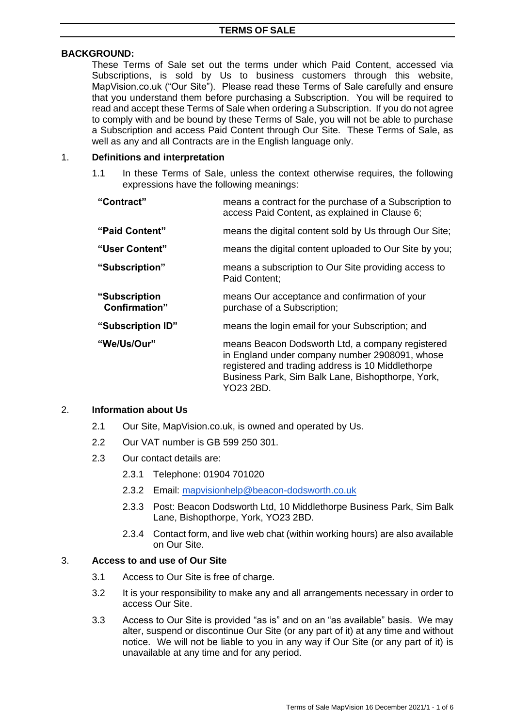# TERMS OF SALE

**BACKGROUND:**

These Terms of Sale set out the terms under which Paid Content, accessed via Subscriptions, is sold by Us to business customers through this website, MapVision.co.uk ("Our Site"). Please read these Terms of Sale carefully and ensure that you understand them before purchasing a Subscription. You will be required to read and accept these Terms of Sale when ordering a Subscription. If you do not agree to comply with and be bound by these Terms of Sale, you will not be able to purchase a Subscription and access Paid Content through Our Site. These Terms of Sale, as well as any and all Contracts are in the English language only.

## 1. Definitions and interpretation

1.1 In these Terms of Sale, unless the context otherwise requires, the following expressions have the following meanings:

| | |
|---|---|
| **"Contract"** | means a contract for the purchase of a Subscription to access Paid Content, as explained in Clause 6; |
| **"Paid Content"** | means the digital content sold by Us through Our Site; |
| **"User Content"** | means the digital content uploaded to Our Site by you; |
| **"Subscription"** | means a subscription to Our Site providing access to Paid Content; |
| **"Subscription Confirmation"** | means Our acceptance and confirmation of your purchase of a Subscription; |
| **"Subscription ID"** | means the login email for your Subscription; and |
| **"We/Us/Our"** | means Beacon Dodsworth Ltd, a company registered in England under company number 2908091, whose registered and trading address is 10 Middlethorpe Business Park, Sim Balk Lane, Bishopthorpe, York, YO23 2BD. |

## 2. Information about Us

2.1 Our Site, MapVision.co.uk, is owned and operated by Us.

2.2 Our VAT number is GB 599 250 301.

2.3 Our contact details are:

2.3.1 Telephone: 01904 701020

2.3.2 Email: mapvisionhelp@beacon-dodsworth.co.uk

2.3.3 Post: Beacon Dodsworth Ltd, 10 Middlethorpe Business Park, Sim Balk Lane, Bishopthorpe, York, YO23 2BD.

2.3.4 Contact form, and live web chat (within working hours) are also available on Our Site.

## 3. Access to and use of Our Site

3.1 Access to Our Site is free of charge.

3.2 It is your responsibility to make any and all arrangements necessary in order to access Our Site.

3.3 Access to Our Site is provided "as is" and on an "as available" basis. We may alter, suspend or discontinue Our Site (or any part of it) at any time and without notice. We will not be liable to you in any way if Our Site (or any part of it) is unavailable at any time and for any period.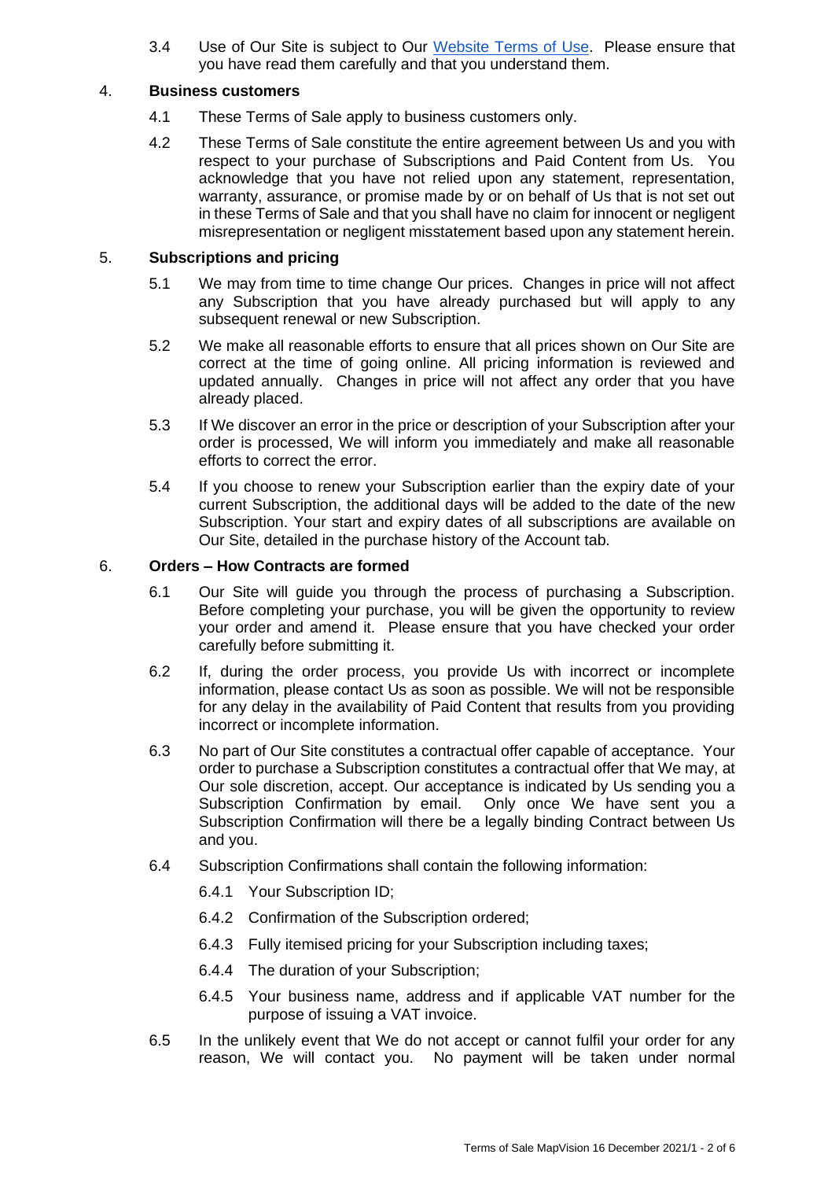3.4 Use of Our Site is subject to Our Website Terms of Use. Please ensure that you have read them carefully and that you understand them.

## 4. Business customers

4.1 These Terms of Sale apply to business customers only.

4.2 These Terms of Sale constitute the entire agreement between Us and you with respect to your purchase of Subscriptions and Paid Content from Us. You acknowledge that you have not relied upon any statement, representation, warranty, assurance, or promise made by or on behalf of Us that is not set out in these Terms of Sale and that you shall have no claim for innocent or negligent misrepresentation or negligent misstatement based upon any statement herein.

## 5. Subscriptions and pricing

5.1 We may from time to time change Our prices. Changes in price will not affect any Subscription that you have already purchased but will apply to any subsequent renewal or new Subscription.

5.2 We make all reasonable efforts to ensure that all prices shown on Our Site are correct at the time of going online. All pricing information is reviewed and updated annually. Changes in price will not affect any order that you have already placed.

5.3 If We discover an error in the price or description of your Subscription after your order is processed, We will inform you immediately and make all reasonable efforts to correct the error.

5.4 If you choose to renew your Subscription earlier than the expiry date of your current Subscription, the additional days will be added to the date of the new Subscription. Your start and expiry dates of all subscriptions are available on Our Site, detailed in the purchase history of the Account tab.

## 6. Orders – How Contracts are formed

6.1 Our Site will guide you through the process of purchasing a Subscription. Before completing your purchase, you will be given the opportunity to review your order and amend it. Please ensure that you have checked your order carefully before submitting it.

6.2 If, during the order process, you provide Us with incorrect or incomplete information, please contact Us as soon as possible. We will not be responsible for any delay in the availability of Paid Content that results from you providing incorrect or incomplete information.

6.3 No part of Our Site constitutes a contractual offer capable of acceptance. Your order to purchase a Subscription constitutes a contractual offer that We may, at Our sole discretion, accept. Our acceptance is indicated by Us sending you a Subscription Confirmation by email. Only once We have sent you a Subscription Confirmation will there be a legally binding Contract between Us and you.

6.4 Subscription Confirmations shall contain the following information:

6.4.1 Your Subscription ID;

6.4.2 Confirmation of the Subscription ordered;

6.4.3 Fully itemised pricing for your Subscription including taxes;

6.4.4 The duration of your Subscription;

6.4.5 Your business name, address and if applicable VAT number for the purpose of issuing a VAT invoice.

6.5 In the unlikely event that We do not accept or cannot fulfil your order for any reason, We will contact you. No payment will be taken under normal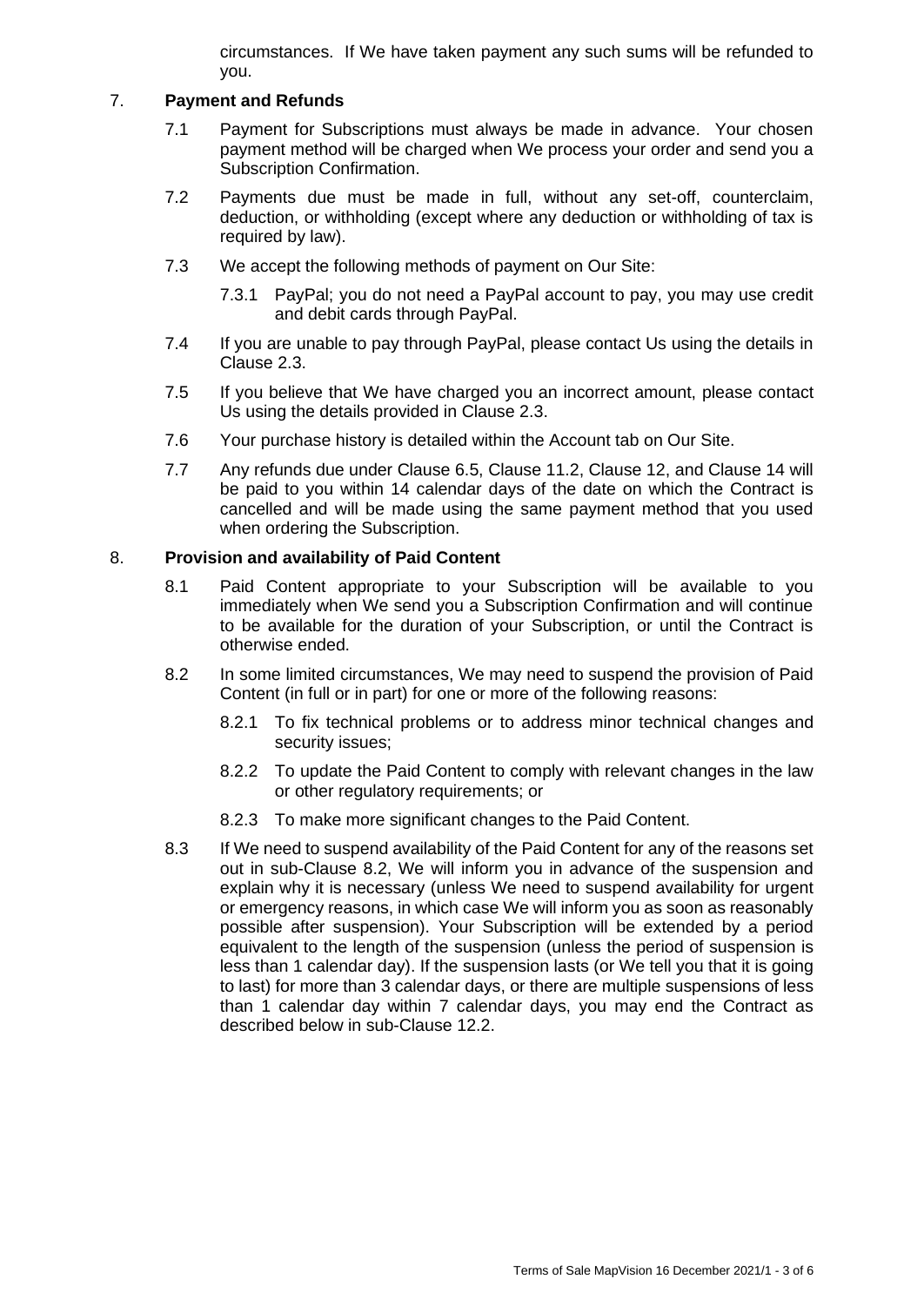circumstances. If We have taken payment any such sums will be refunded to you.

## 7. Payment and Refunds

7.1 Payment for Subscriptions must always be made in advance. Your chosen payment method will be charged when We process your order and send you a Subscription Confirmation.

7.2 Payments due must be made in full, without any set-off, counterclaim, deduction, or withholding (except where any deduction or withholding of tax is required by law).

7.3 We accept the following methods of payment on Our Site:

7.3.1 PayPal; you do not need a PayPal account to pay, you may use credit and debit cards through PayPal.

7.4 If you are unable to pay through PayPal, please contact Us using the details in Clause 2.3.

7.5 If you believe that We have charged you an incorrect amount, please contact Us using the details provided in Clause 2.3.

7.6 Your purchase history is detailed within the Account tab on Our Site.

7.7 Any refunds due under Clause 6.5, Clause 11.2, Clause 12, and Clause 14 will be paid to you within 14 calendar days of the date on which the Contract is cancelled and will be made using the same payment method that you used when ordering the Subscription.

## 8. Provision and availability of Paid Content

8.1 Paid Content appropriate to your Subscription will be available to you immediately when We send you a Subscription Confirmation and will continue to be available for the duration of your Subscription, or until the Contract is otherwise ended.

8.2 In some limited circumstances, We may need to suspend the provision of Paid Content (in full or in part) for one or more of the following reasons:

8.2.1 To fix technical problems or to address minor technical changes and security issues;

8.2.2 To update the Paid Content to comply with relevant changes in the law or other regulatory requirements; or

8.2.3 To make more significant changes to the Paid Content.

8.3 If We need to suspend availability of the Paid Content for any of the reasons set out in sub-Clause 8.2, We will inform you in advance of the suspension and explain why it is necessary (unless We need to suspend availability for urgent or emergency reasons, in which case We will inform you as soon as reasonably possible after suspension). Your Subscription will be extended by a period equivalent to the length of the suspension (unless the period of suspension is less than 1 calendar day). If the suspension lasts (or We tell you that it is going to last) for more than 3 calendar days, or there are multiple suspensions of less than 1 calendar day within 7 calendar days, you may end the Contract as described below in sub-Clause 12.2.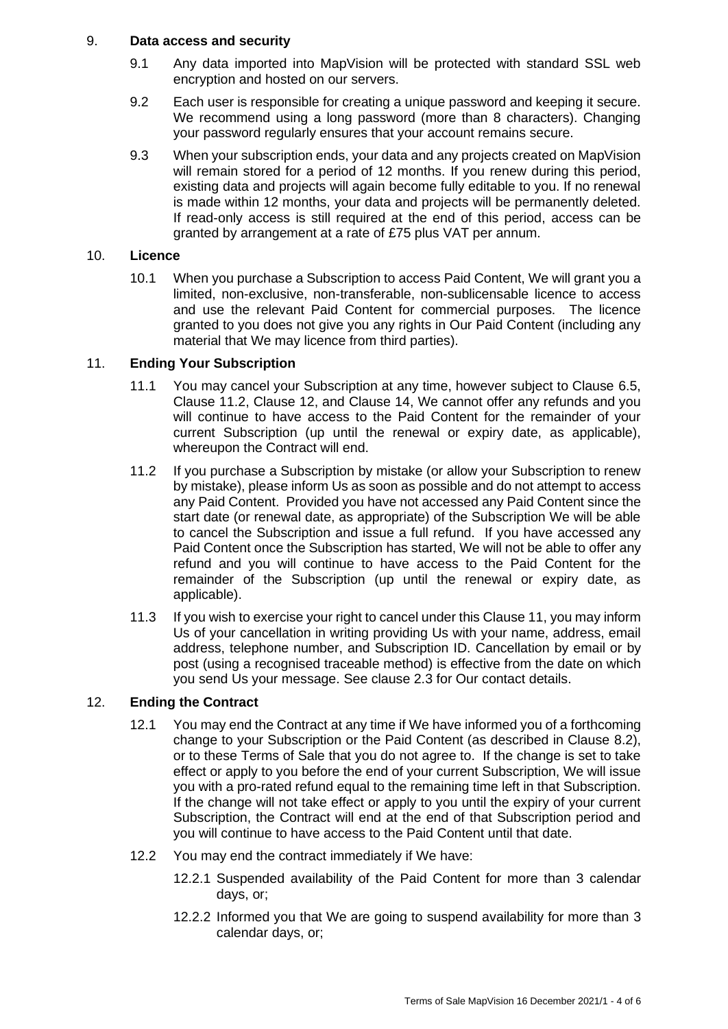## 9. Data access and security

9.1 Any data imported into MapVision will be protected with standard SSL web encryption and hosted on our servers.

9.2 Each user is responsible for creating a unique password and keeping it secure. We recommend using a long password (more than 8 characters). Changing your password regularly ensures that your account remains secure.

9.3 When your subscription ends, your data and any projects created on MapVision will remain stored for a period of 12 months. If you renew during this period, existing data and projects will again become fully editable to you. If no renewal is made within 12 months, your data and projects will be permanently deleted. If read-only access is still required at the end of this period, access can be granted by arrangement at a rate of £75 plus VAT per annum.

## 10. Licence

10.1 When you purchase a Subscription to access Paid Content, We will grant you a limited, non-exclusive, non-transferable, non-sublicensable licence to access and use the relevant Paid Content for commercial purposes. The licence granted to you does not give you any rights in Our Paid Content (including any material that We may licence from third parties).

## 11. Ending Your Subscription

11.1 You may cancel your Subscription at any time, however subject to Clause 6.5, Clause 11.2, Clause 12, and Clause 14, We cannot offer any refunds and you will continue to have access to the Paid Content for the remainder of your current Subscription (up until the renewal or expiry date, as applicable), whereupon the Contract will end.

11.2 If you purchase a Subscription by mistake (or allow your Subscription to renew by mistake), please inform Us as soon as possible and do not attempt to access any Paid Content. Provided you have not accessed any Paid Content since the start date (or renewal date, as appropriate) of the Subscription We will be able to cancel the Subscription and issue a full refund. If you have accessed any Paid Content once the Subscription has started, We will not be able to offer any refund and you will continue to have access to the Paid Content for the remainder of the Subscription (up until the renewal or expiry date, as applicable).

11.3 If you wish to exercise your right to cancel under this Clause 11, you may inform Us of your cancellation in writing providing Us with your name, address, email address, telephone number, and Subscription ID. Cancellation by email or by post (using a recognised traceable method) is effective from the date on which you send Us your message. See clause 2.3 for Our contact details.

## 12. Ending the Contract

12.1 You may end the Contract at any time if We have informed you of a forthcoming change to your Subscription or the Paid Content (as described in Clause 8.2), or to these Terms of Sale that you do not agree to. If the change is set to take effect or apply to you before the end of your current Subscription, We will issue you with a pro-rated refund equal to the remaining time left in that Subscription. If the change will not take effect or apply to you until the expiry of your current Subscription, the Contract will end at the end of that Subscription period and you will continue to have access to the Paid Content until that date.

12.2 You may end the contract immediately if We have:

12.2.1 Suspended availability of the Paid Content for more than 3 calendar days, or;

12.2.2 Informed you that We are going to suspend availability for more than 3 calendar days, or;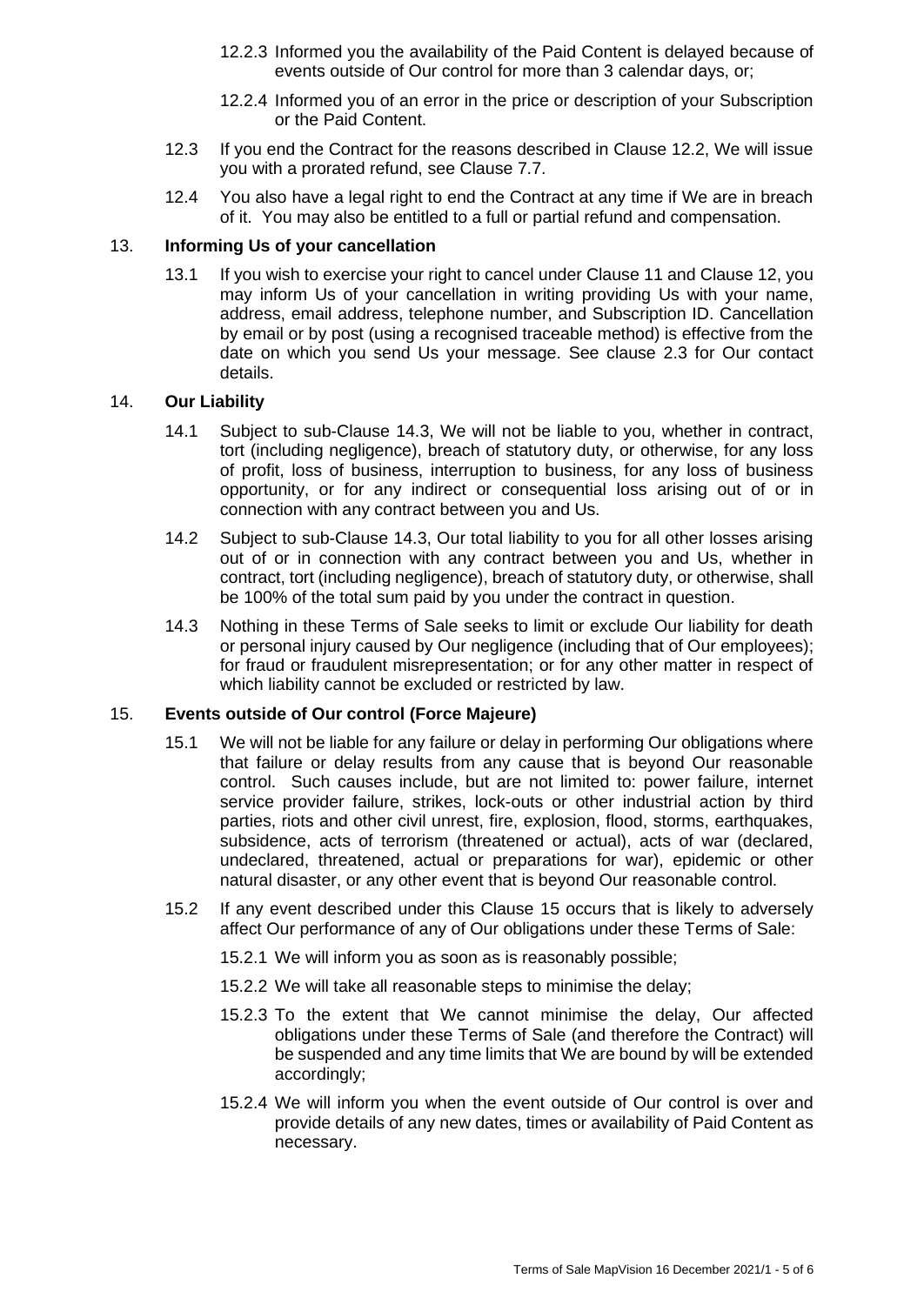12.2.3 Informed you the availability of the Paid Content is delayed because of events outside of Our control for more than 3 calendar days, or;

12.2.4 Informed you of an error in the price or description of your Subscription or the Paid Content.

12.3 If you end the Contract for the reasons described in Clause 12.2, We will issue you with a prorated refund, see Clause 7.7.

12.4 You also have a legal right to end the Contract at any time if We are in breach of it. You may also be entitled to a full or partial refund and compensation.

## 13. **Informing Us of your cancellation**

13.1 If you wish to exercise your right to cancel under Clause 11 and Clause 12, you may inform Us of your cancellation in writing providing Us with your name, address, email address, telephone number, and Subscription ID. Cancellation by email or by post (using a recognised traceable method) is effective from the date on which you send Us your message. See clause 2.3 for Our contact details.

## 14. **Our Liability**

14.1 Subject to sub-Clause 14.3, We will not be liable to you, whether in contract, tort (including negligence), breach of statutory duty, or otherwise, for any loss of profit, loss of business, interruption to business, for any loss of business opportunity, or for any indirect or consequential loss arising out of or in connection with any contract between you and Us.

14.2 Subject to sub-Clause 14.3, Our total liability to you for all other losses arising out of or in connection with any contract between you and Us, whether in contract, tort (including negligence), breach of statutory duty, or otherwise, shall be 100% of the total sum paid by you under the contract in question.

14.3 Nothing in these Terms of Sale seeks to limit or exclude Our liability for death or personal injury caused by Our negligence (including that of Our employees); for fraud or fraudulent misrepresentation; or for any other matter in respect of which liability cannot be excluded or restricted by law.

## 15. **Events outside of Our control (Force Majeure)**

15.1 We will not be liable for any failure or delay in performing Our obligations where that failure or delay results from any cause that is beyond Our reasonable control. Such causes include, but are not limited to: power failure, internet service provider failure, strikes, lock-outs or other industrial action by third parties, riots and other civil unrest, fire, explosion, flood, storms, earthquakes, subsidence, acts of terrorism (threatened or actual), acts of war (declared, undeclared, threatened, actual or preparations for war), epidemic or other natural disaster, or any other event that is beyond Our reasonable control.

15.2 If any event described under this Clause 15 occurs that is likely to adversely affect Our performance of any of Our obligations under these Terms of Sale:

15.2.1 We will inform you as soon as is reasonably possible;

15.2.2 We will take all reasonable steps to minimise the delay;

15.2.3 To the extent that We cannot minimise the delay, Our affected obligations under these Terms of Sale (and therefore the Contract) will be suspended and any time limits that We are bound by will be extended accordingly;

15.2.4 We will inform you when the event outside of Our control is over and provide details of any new dates, times or availability of Paid Content as necessary.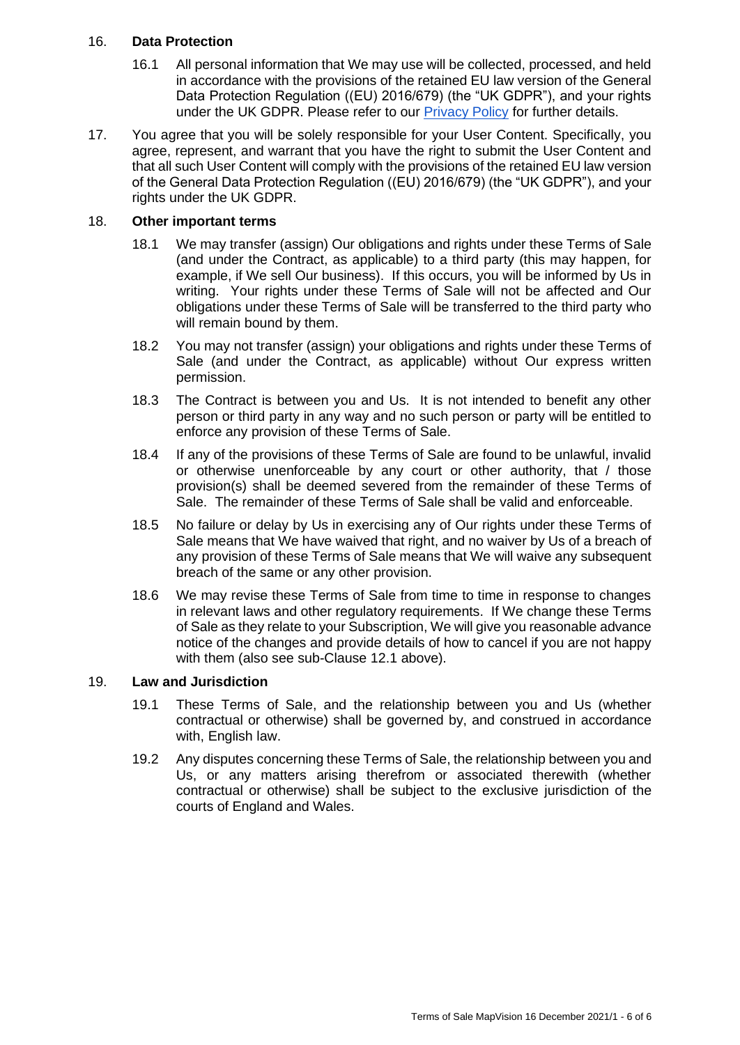## 16. Data Protection

16.1 All personal information that We may use will be collected, processed, and held in accordance with the provisions of the retained EU law version of the General Data Protection Regulation ((EU) 2016/679) (the "UK GDPR"), and your rights under the UK GDPR. Please refer to our [Privacy Policy]() for further details.

17. You agree that you will be solely responsible for your User Content. Specifically, you agree, represent, and warrant that you have the right to submit the User Content and that all such User Content will comply with the provisions of the retained EU law version of the General Data Protection Regulation ((EU) 2016/679) (the "UK GDPR"), and your rights under the UK GDPR.

## 18. Other important terms

18.1 We may transfer (assign) Our obligations and rights under these Terms of Sale (and under the Contract, as applicable) to a third party (this may happen, for example, if We sell Our business). If this occurs, you will be informed by Us in writing. Your rights under these Terms of Sale will not be affected and Our obligations under these Terms of Sale will be transferred to the third party who will remain bound by them.

18.2 You may not transfer (assign) your obligations and rights under these Terms of Sale (and under the Contract, as applicable) without Our express written permission.

18.3 The Contract is between you and Us. It is not intended to benefit any other person or third party in any way and no such person or party will be entitled to enforce any provision of these Terms of Sale.

18.4 If any of the provisions of these Terms of Sale are found to be unlawful, invalid or otherwise unenforceable by any court or other authority, that / those provision(s) shall be deemed severed from the remainder of these Terms of Sale. The remainder of these Terms of Sale shall be valid and enforceable.

18.5 No failure or delay by Us in exercising any of Our rights under these Terms of Sale means that We have waived that right, and no waiver by Us of a breach of any provision of these Terms of Sale means that We will waive any subsequent breach of the same or any other provision.

18.6 We may revise these Terms of Sale from time to time in response to changes in relevant laws and other regulatory requirements. If We change these Terms of Sale as they relate to your Subscription, We will give you reasonable advance notice of the changes and provide details of how to cancel if you are not happy with them (also see sub-Clause 12.1 above).

## 19. Law and Jurisdiction

19.1 These Terms of Sale, and the relationship between you and Us (whether contractual or otherwise) shall be governed by, and construed in accordance with, English law.

19.2 Any disputes concerning these Terms of Sale, the relationship between you and Us, or any matters arising therefrom or associated therewith (whether contractual or otherwise) shall be subject to the exclusive jurisdiction of the courts of England and Wales.